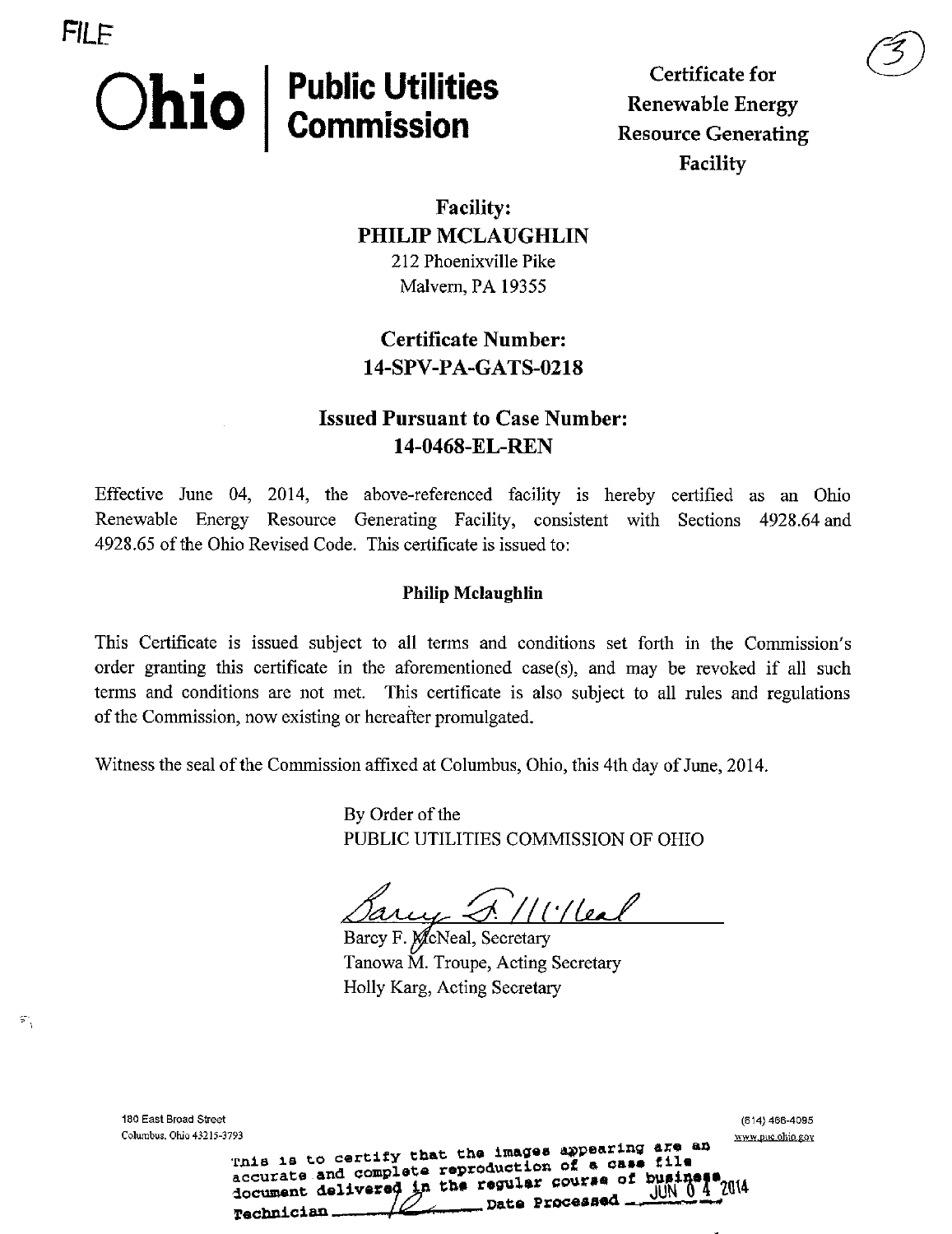FILE

# Ohio | Public Utilities Commission

**Certificate for Renewable Energy Resource Generating Facility**

(3)

## Facility:
## PHILIP MCLAUGHLIN

212 Phoenixville Pike
Malvern, PA 19355

## Certificate Number:
## 14-SPV-PA-GATS-0218

## Issued Pursuant to Case Number:
## 14-0468-EL-REN

Effective June 04, 2014, the above-referenced facility is hereby certified as an Ohio Renewable Energy Resource Generating Facility, consistent with Sections 4928.64 and 4928.65 of the Ohio Revised Code. This certificate is issued to:

**Philip Mclaughlin**

This Certificate is issued subject to all terms and conditions set forth in the Commission's order granting this certificate in the aforementioned case(s), and may be revoked if all such terms and conditions are not met. This certificate is also subject to all rules and regulations of the Commission, now existing or hereafter promulgated.

Witness the seal of the Commission affixed at Columbus, Ohio, this 4th day of June, 2014.

By Order of the
PUBLIC UTILITIES COMMISSION OF OHIO

Barcy F. McNeal, Secretary
Tanowa M. Troupe, Acting Secretary
Holly Karg, Acting Secretary

180 East Broad Street
Columbus, Ohio 43215-3793

(614) 466-4095
www.puc.ohio.gov

This is to certify that the images appearing are an accurate and complete reproduction of a case file document delivered in the regular course of business.
Technician ____ Date Processed JUN 04 2014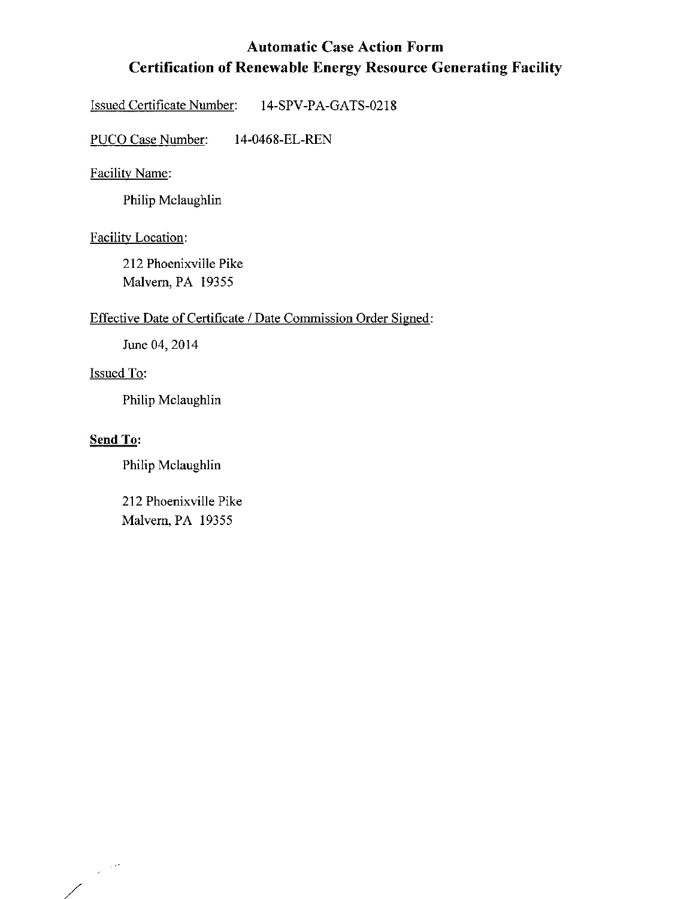# Automatic Case Action Form
# Certification of Renewable Energy Resource Generating Facility

Issued Certificate Number: 14-SPV-PA-GATS-0218

PUCO Case Number: 14-0468-EL-REN

Facility Name:

Philip Mclaughlin

Facility Location:

212 Phoenixville Pike
Malvern, PA 19355

Effective Date of Certificate / Date Commission Order Signed:

June 04, 2014

Issued To:

Philip Mclaughlin

**Send To:**

Philip Mclaughlin

212 Phoenixville Pike
Malvern, PA 19355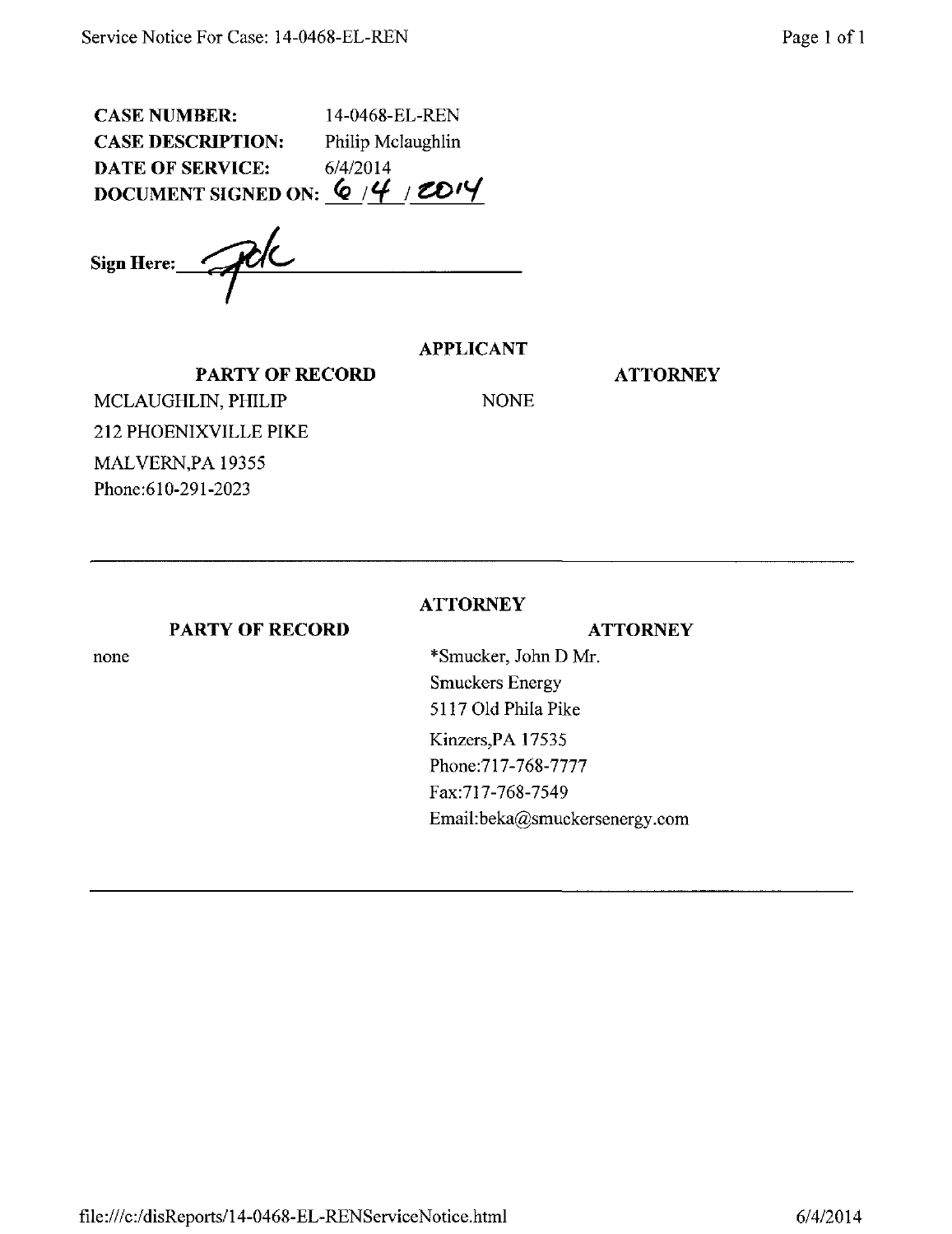**CASE NUMBER:** 14-0468-EL-REN

**CASE DESCRIPTION:** Philip Mclaughlin

**DATE OF SERVICE:** 6/4/2014

**DOCUMENT SIGNED ON:** 6 / 4 / 2014

**Sign Here:** ________________

**APPLICANT**

| **PARTY OF RECORD** | **ATTORNEY** |
|---|---|
| MCLAUGHLIN, PHILIP<br>212 PHOENIXVILLE PIKE<br>MALVERN,PA 19355<br>Phone:610-291-2023 | NONE |

---

**ATTORNEY**

| **PARTY OF RECORD** | **ATTORNEY** |
|---|---|
| none | *Smucker, John D Mr.<br>Smuckers Energy<br>5117 Old Phila Pike<br>Kinzers,PA 17535<br>Phone:717-768-7777<br>Fax:717-768-7549<br>Email:beka@smuckersenergy.com |

---

file:///c:/disReports/14-0468-EL-RENServiceNotice.html 6/4/2014